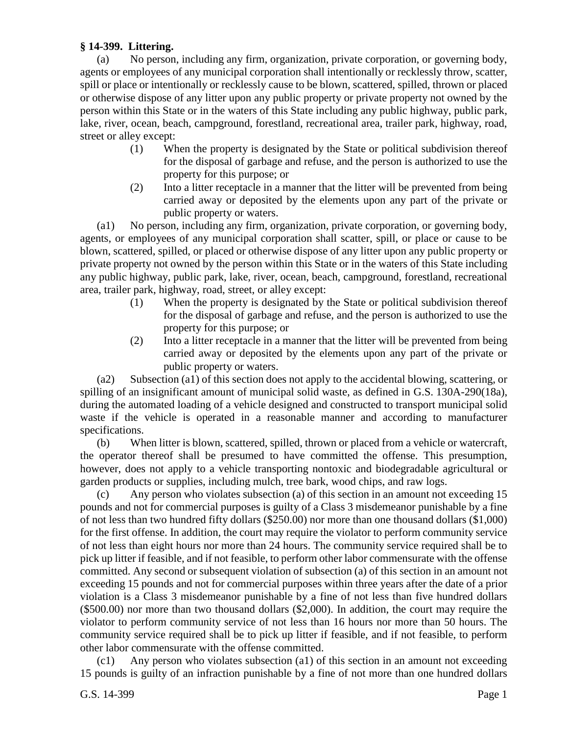**§ 14-399. Littering.**

(a) No person, including any firm, organization, private corporation, or governing body, agents or employees of any municipal corporation shall intentionally or recklessly throw, scatter, spill or place or intentionally or recklessly cause to be blown, scattered, spilled, thrown or placed or otherwise dispose of any litter upon any public property or private property not owned by the person within this State or in the waters of this State including any public highway, public park, lake, river, ocean, beach, campground, forestland, recreational area, trailer park, highway, road, street or alley except:

(1) When the property is designated by the State or political subdivision thereof for the disposal of garbage and refuse, and the person is authorized to use the property for this purpose; or

(2) Into a litter receptacle in a manner that the litter will be prevented from being carried away or deposited by the elements upon any part of the private or public property or waters.

(a1) No person, including any firm, organization, private corporation, or governing body, agents, or employees of any municipal corporation shall scatter, spill, or place or cause to be blown, scattered, spilled, or placed or otherwise dispose of any litter upon any public property or private property not owned by the person within this State or in the waters of this State including any public highway, public park, lake, river, ocean, beach, campground, forestland, recreational area, trailer park, highway, road, street, or alley except:

(1) When the property is designated by the State or political subdivision thereof for the disposal of garbage and refuse, and the person is authorized to use the property for this purpose; or

(2) Into a litter receptacle in a manner that the litter will be prevented from being carried away or deposited by the elements upon any part of the private or public property or waters.

(a2) Subsection (a1) of this section does not apply to the accidental blowing, scattering, or spilling of an insignificant amount of municipal solid waste, as defined in G.S. 130A-290(18a), during the automated loading of a vehicle designed and constructed to transport municipal solid waste if the vehicle is operated in a reasonable manner and according to manufacturer specifications.

(b) When litter is blown, scattered, spilled, thrown or placed from a vehicle or watercraft, the operator thereof shall be presumed to have committed the offense. This presumption, however, does not apply to a vehicle transporting nontoxic and biodegradable agricultural or garden products or supplies, including mulch, tree bark, wood chips, and raw logs.

(c) Any person who violates subsection (a) of this section in an amount not exceeding 15 pounds and not for commercial purposes is guilty of a Class 3 misdemeanor punishable by a fine of not less than two hundred fifty dollars ($250.00) nor more than one thousand dollars ($1,000) for the first offense. In addition, the court may require the violator to perform community service of not less than eight hours nor more than 24 hours. The community service required shall be to pick up litter if feasible, and if not feasible, to perform other labor commensurate with the offense committed. Any second or subsequent violation of subsection (a) of this section in an amount not exceeding 15 pounds and not for commercial purposes within three years after the date of a prior violation is a Class 3 misdemeanor punishable by a fine of not less than five hundred dollars ($500.00) nor more than two thousand dollars ($2,000). In addition, the court may require the violator to perform community service of not less than 16 hours nor more than 50 hours. The community service required shall be to pick up litter if feasible, and if not feasible, to perform other labor commensurate with the offense committed.

(c1) Any person who violates subsection (a1) of this section in an amount not exceeding 15 pounds is guilty of an infraction punishable by a fine of not more than one hundred dollars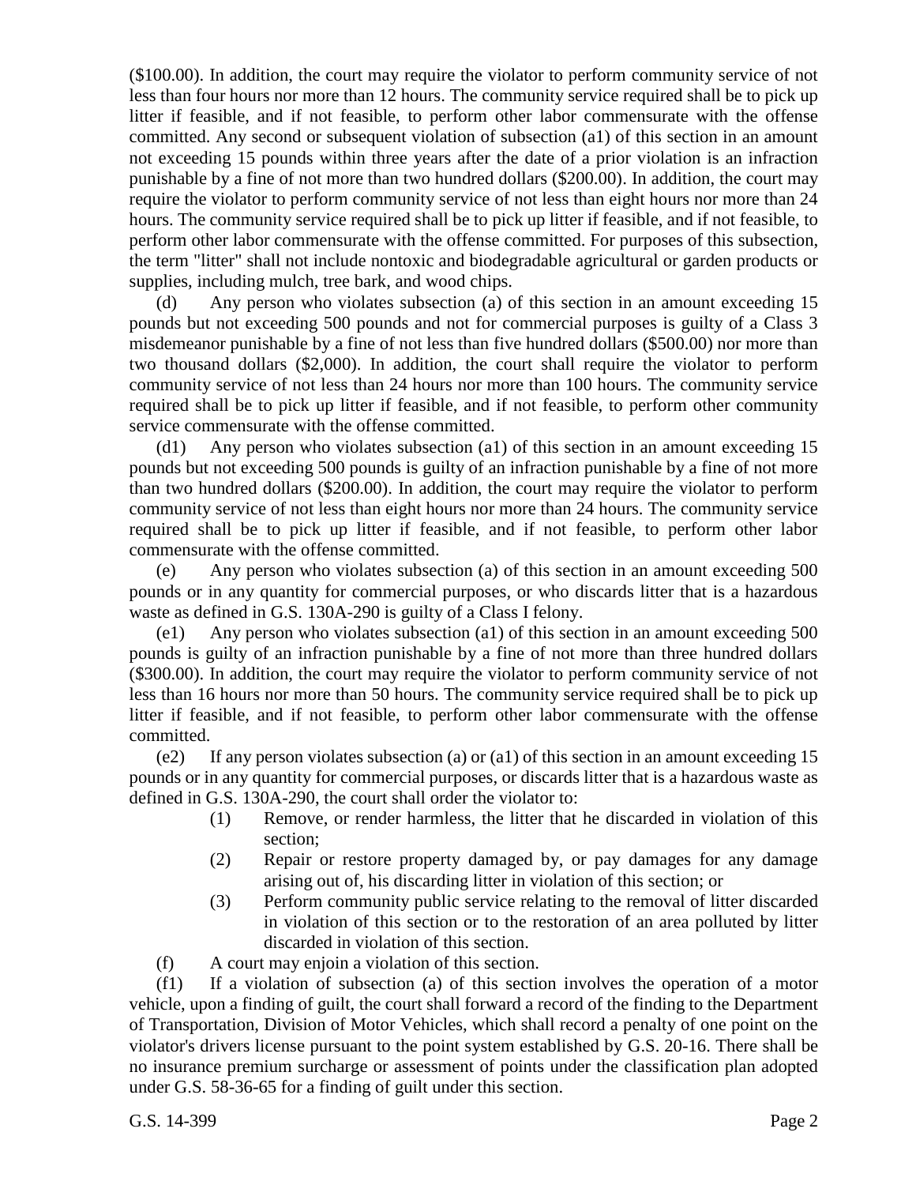($100.00). In addition, the court may require the violator to perform community service of not less than four hours nor more than 12 hours. The community service required shall be to pick up litter if feasible, and if not feasible, to perform other labor commensurate with the offense committed. Any second or subsequent violation of subsection (a1) of this section in an amount not exceeding 15 pounds within three years after the date of a prior violation is an infraction punishable by a fine of not more than two hundred dollars ($200.00). In addition, the court may require the violator to perform community service of not less than eight hours nor more than 24 hours. The community service required shall be to pick up litter if feasible, and if not feasible, to perform other labor commensurate with the offense committed. For purposes of this subsection, the term "litter" shall not include nontoxic and biodegradable agricultural or garden products or supplies, including mulch, tree bark, and wood chips.

(d) Any person who violates subsection (a) of this section in an amount exceeding 15 pounds but not exceeding 500 pounds and not for commercial purposes is guilty of a Class 3 misdemeanor punishable by a fine of not less than five hundred dollars ($500.00) nor more than two thousand dollars ($2,000). In addition, the court shall require the violator to perform community service of not less than 24 hours nor more than 100 hours. The community service required shall be to pick up litter if feasible, and if not feasible, to perform other community service commensurate with the offense committed.

(d1) Any person who violates subsection (a1) of this section in an amount exceeding 15 pounds but not exceeding 500 pounds is guilty of an infraction punishable by a fine of not more than two hundred dollars ($200.00). In addition, the court may require the violator to perform community service of not less than eight hours nor more than 24 hours. The community service required shall be to pick up litter if feasible, and if not feasible, to perform other labor commensurate with the offense committed.

(e) Any person who violates subsection (a) of this section in an amount exceeding 500 pounds or in any quantity for commercial purposes, or who discards litter that is a hazardous waste as defined in G.S. 130A-290 is guilty of a Class I felony.

(e1) Any person who violates subsection (a1) of this section in an amount exceeding 500 pounds is guilty of an infraction punishable by a fine of not more than three hundred dollars ($300.00). In addition, the court may require the violator to perform community service of not less than 16 hours nor more than 50 hours. The community service required shall be to pick up litter if feasible, and if not feasible, to perform other labor commensurate with the offense committed.

(e2) If any person violates subsection (a) or (a1) of this section in an amount exceeding 15 pounds or in any quantity for commercial purposes, or discards litter that is a hazardous waste as defined in G.S. 130A-290, the court shall order the violator to:

(1) Remove, or render harmless, the litter that he discarded in violation of this section;

(2) Repair or restore property damaged by, or pay damages for any damage arising out of, his discarding litter in violation of this section; or

(3) Perform community public service relating to the removal of litter discarded in violation of this section or to the restoration of an area polluted by litter discarded in violation of this section.

(f) A court may enjoin a violation of this section.

(f1) If a violation of subsection (a) of this section involves the operation of a motor vehicle, upon a finding of guilt, the court shall forward a record of the finding to the Department of Transportation, Division of Motor Vehicles, which shall record a penalty of one point on the violator's drivers license pursuant to the point system established by G.S. 20-16. There shall be no insurance premium surcharge or assessment of points under the classification plan adopted under G.S. 58-36-65 for a finding of guilt under this section.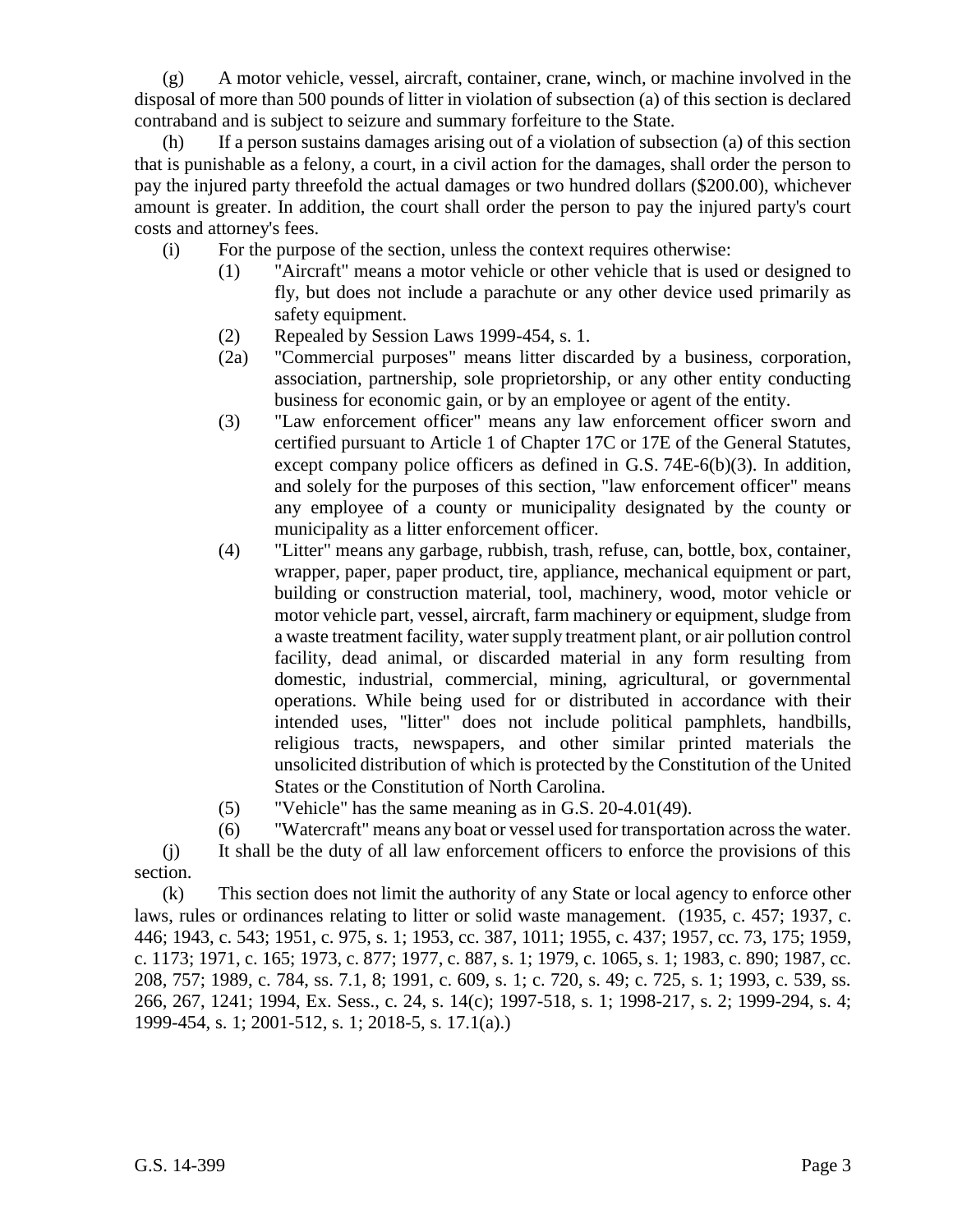(g) A motor vehicle, vessel, aircraft, container, crane, winch, or machine involved in the disposal of more than 500 pounds of litter in violation of subsection (a) of this section is declared contraband and is subject to seizure and summary forfeiture to the State.

(h) If a person sustains damages arising out of a violation of subsection (a) of this section that is punishable as a felony, a court, in a civil action for the damages, shall order the person to pay the injured party threefold the actual damages or two hundred dollars ($200.00), whichever amount is greater. In addition, the court shall order the person to pay the injured party's court costs and attorney's fees.

(i) For the purpose of the section, unless the context requires otherwise:

- (1) "Aircraft" means a motor vehicle or other vehicle that is used or designed to fly, but does not include a parachute or any other device used primarily as safety equipment.
- (2) Repealed by Session Laws 1999-454, s. 1.
- (2a) "Commercial purposes" means litter discarded by a business, corporation, association, partnership, sole proprietorship, or any other entity conducting business for economic gain, or by an employee or agent of the entity.
- (3) "Law enforcement officer" means any law enforcement officer sworn and certified pursuant to Article 1 of Chapter 17C or 17E of the General Statutes, except company police officers as defined in G.S. 74E-6(b)(3). In addition, and solely for the purposes of this section, "law enforcement officer" means any employee of a county or municipality designated by the county or municipality as a litter enforcement officer.
- (4) "Litter" means any garbage, rubbish, trash, refuse, can, bottle, box, container, wrapper, paper, paper product, tire, appliance, mechanical equipment or part, building or construction material, tool, machinery, wood, motor vehicle or motor vehicle part, vessel, aircraft, farm machinery or equipment, sludge from a waste treatment facility, water supply treatment plant, or air pollution control facility, dead animal, or discarded material in any form resulting from domestic, industrial, commercial, mining, agricultural, or governmental operations. While being used for or distributed in accordance with their intended uses, "litter" does not include political pamphlets, handbills, religious tracts, newspapers, and other similar printed materials the unsolicited distribution of which is protected by the Constitution of the United States or the Constitution of North Carolina.
- (5) "Vehicle" has the same meaning as in G.S. 20-4.01(49).
- (6) "Watercraft" means any boat or vessel used for transportation across the water.

(j) It shall be the duty of all law enforcement officers to enforce the provisions of this section.

(k) This section does not limit the authority of any State or local agency to enforce other laws, rules or ordinances relating to litter or solid waste management. (1935, c. 457; 1937, c. 446; 1943, c. 543; 1951, c. 975, s. 1; 1953, cc. 387, 1011; 1955, c. 437; 1957, cc. 73, 175; 1959, c. 1173; 1971, c. 165; 1973, c. 877; 1977, c. 887, s. 1; 1979, c. 1065, s. 1; 1983, c. 890; 1987, cc. 208, 757; 1989, c. 784, ss. 7.1, 8; 1991, c. 609, s. 1; c. 720, s. 49; c. 725, s. 1; 1993, c. 539, ss. 266, 267, 1241; 1994, Ex. Sess., c. 24, s. 14(c); 1997-518, s. 1; 1998-217, s. 2; 1999-294, s. 4; 1999-454, s. 1; 2001-512, s. 1; 2018-5, s. 17.1(a).)